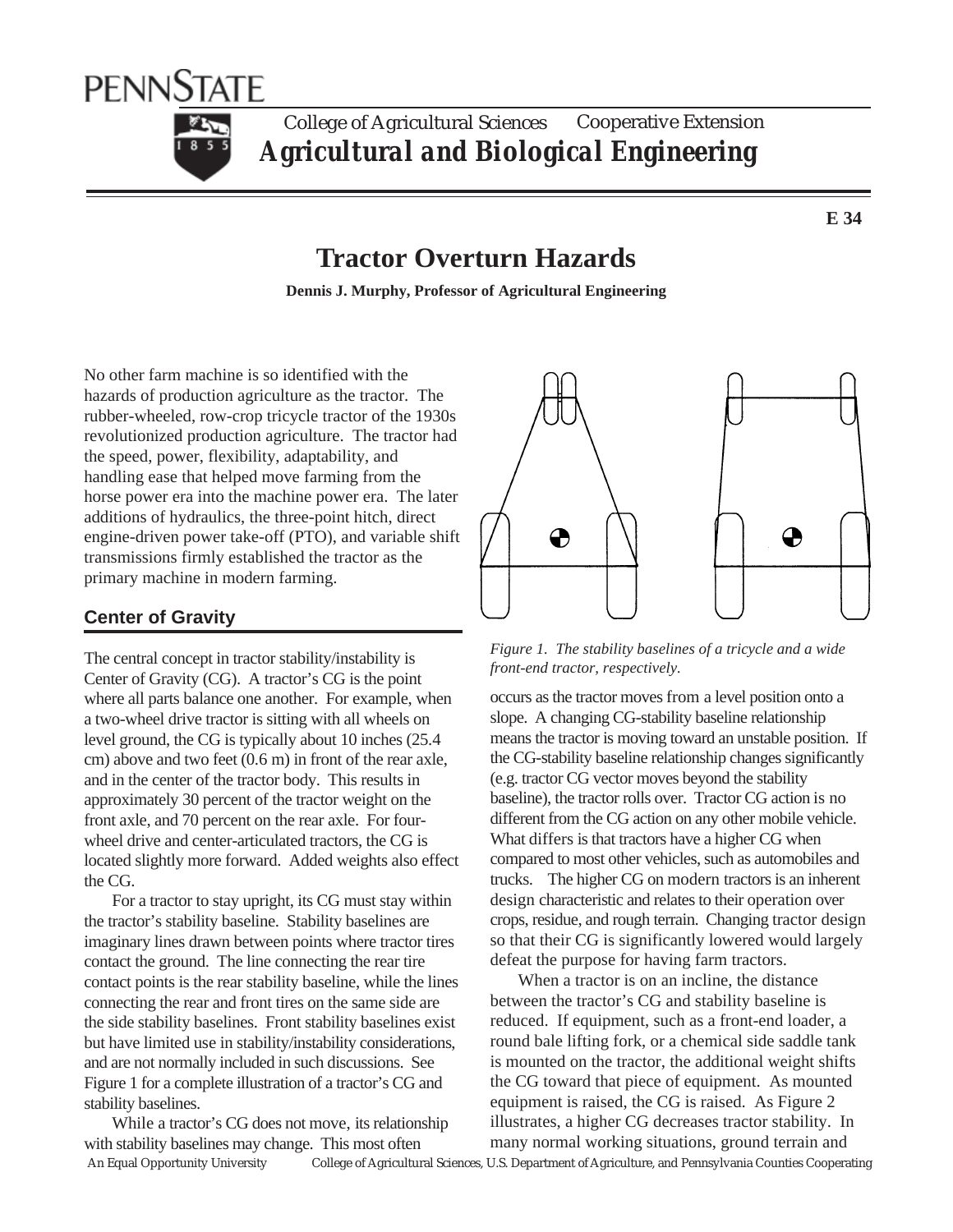# Tractor Overturn Hazards

**Dennis J. Murphy, Professor of Agricultural Engineering**

**E 34**

No other farm machine is so identified with the hazards of production agriculture as the tractor. The rubber-wheeled, row-crop tricycle tractor of the 1930s revolutionized production agriculture. The tractor had the speed, power, flexibility, adaptability, and handling ease that helped move farming from the horse power era into the machine power era. The later additions of hydraulics, the three-point hitch, direct engine-driven power take-off (PTO), and variable shift transmissions firmly established the tractor as the primary machine in modern farming.

## Center of Gravity

The central concept in tractor stability/instability is Center of Gravity (CG). A tractor's CG is the point where all parts balance one another. For example, when a two-wheel drive tractor is sitting with all wheels on level ground, the CG is typically about 10 inches (25.4 cm) above and two feet (0.6 m) in front of the rear axle, and in the center of the tractor body. This results in approximately 30 percent of the tractor weight on the front axle, and 70 percent on the rear axle. For four-wheel drive and center-articulated tractors, the CG is located slightly more forward. Added weights also effect the CG.

For a tractor to stay upright, its CG must stay within the tractor's stability baseline. Stability baselines are imaginary lines drawn between points where tractor tires contact the ground. The line connecting the rear tire contact points is the rear stability baseline, while the lines connecting the rear and front tires on the same side are the side stability baselines. Front stability baselines exist but have limited use in stability/instability considerations, and are not normally included in such discussions. See Figure 1 for a complete illustration of a tractor's CG and stability baselines.

While a tractor's CG does not move, its relationship with stability baselines may change. This most often occurs as the tractor moves from a level position onto a slope. A changing CG-stability baseline relationship means the tractor is moving toward an unstable position. If the CG-stability baseline relationship changes significantly (e.g. tractor CG vector moves beyond the stability baseline), the tractor rolls over. Tractor CG action is no different from the CG action on any other mobile vehicle. What differs is that tractors have a higher CG when compared to most other vehicles, such as automobiles and trucks. The higher CG on modern tractors is an inherent design characteristic and relates to their operation over crops, residue, and rough terrain. Changing tractor design so that their CG is significantly lowered would largely defeat the purpose for having farm tractors.

*Figure 1. The stability baselines of a tricycle and a wide front-end tractor, respectively.*

When a tractor is on an incline, the distance between the tractor's CG and stability baseline is reduced. If equipment, such as a front-end loader, a round bale lifting fork, or a chemical side saddle tank is mounted on the tractor, the additional weight shifts the CG toward that piece of equipment. As mounted equipment is raised, the CG is raised. As Figure 2 illustrates, a higher CG decreases tractor stability. In many normal working situations, ground terrain and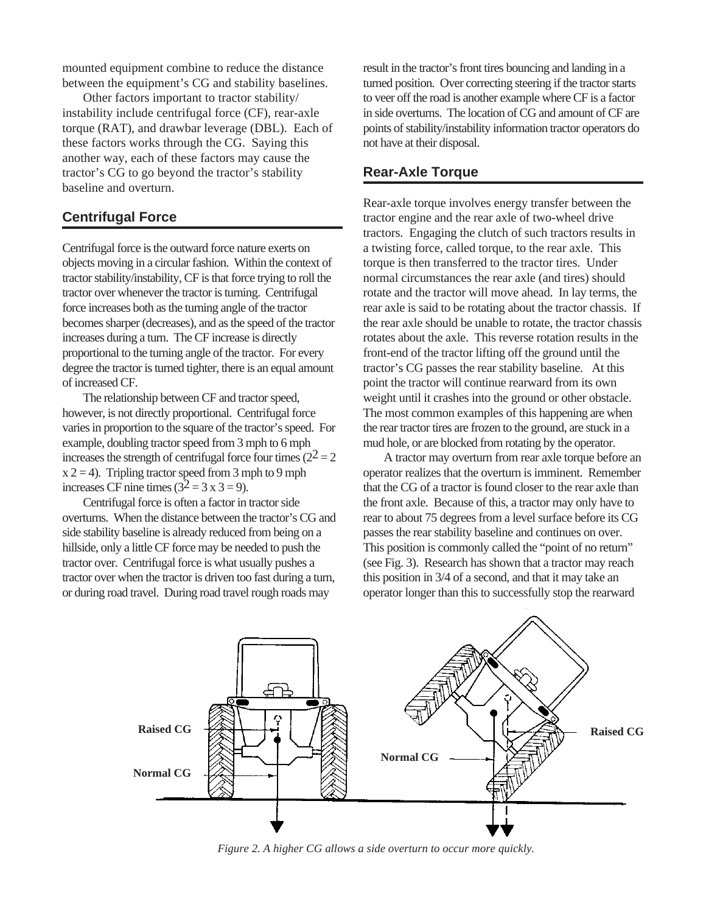mounted equipment combine to reduce the distance between the equipment's CG and stability baselines.

Other factors important to tractor stability/instability include centrifugal force (CF), rear-axle torque (RAT), and drawbar leverage (DBL). Each of these factors works through the CG. Saying this another way, each of these factors may cause the tractor's CG to go beyond the tractor's stability baseline and overturn.

## Centrifugal Force

Centrifugal force is the outward force nature exerts on objects moving in a circular fashion. Within the context of tractor stability/instability, CF is that force trying to roll the tractor over whenever the tractor is turning. Centrifugal force increases both as the turning angle of the tractor becomes sharper (decreases), and as the speed of the tractor increases during a turn. The CF increase is directly proportional to the turning angle of the tractor. For every degree the tractor is turned tighter, there is an equal amount of increased CF.

The relationship between CF and tractor speed, however, is not directly proportional. Centrifugal force varies in proportion to the square of the tractor's speed. For example, doubling tractor speed from 3 mph to 6 mph increases the strength of centrifugal force four times ($2^2 = 2 \times 2 = 4$). Tripling tractor speed from 3 mph to 9 mph increases CF nine times ($3^2 = 3 \times 3 = 9$).

Centrifugal force is often a factor in tractor side overturns. When the distance between the tractor's CG and side stability baseline is already reduced from being on a hillside, only a little CF force may be needed to push the tractor over. Centrifugal force is what usually pushes a tractor over when the tractor is driven too fast during a turn, or during road travel. During road travel rough roads may result in the tractor's front tires bouncing and landing in a turned position. Over correcting steering if the tractor starts to veer off the road is another example where CF is a factor in side overturns. The location of CG and amount of CF are points of stability/instability information tractor operators do not have at their disposal.

## Rear-Axle Torque

Rear-axle torque involves energy transfer between the tractor engine and the rear axle of two-wheel drive tractors. Engaging the clutch of such tractors results in a twisting force, called torque, to the rear axle. This torque is then transferred to the tractor tires. Under normal circumstances the rear axle (and tires) should rotate and the tractor will move ahead. In lay terms, the rear axle is said to be rotating about the tractor chassis. If the rear axle should be unable to rotate, the tractor chassis rotates about the axle. This reverse rotation results in the front-end of the tractor lifting off the ground until the tractor's CG passes the rear stability baseline. At this point the tractor will continue rearward from its own weight until it crashes into the ground or other obstacle. The most common examples of this happening are when the rear tractor tires are frozen to the ground, are stuck in a mud hole, or are blocked from rotating by the operator.

A tractor may overturn from rear axle torque before an operator realizes that the overturn is imminent. Remember that the CG of a tractor is found closer to the rear axle than the front axle. Because of this, a tractor may only have to rear to about 75 degrees from a level surface before its CG passes the rear stability baseline and continues on over. This position is commonly called the "point of no return" (see Fig. 3). Research has shown that a tractor may reach this position in 3/4 of a second, and that it may take an operator longer than this to successfully stop the rearward

*Figure 2. A higher CG allows a side overturn to occur more quickly.*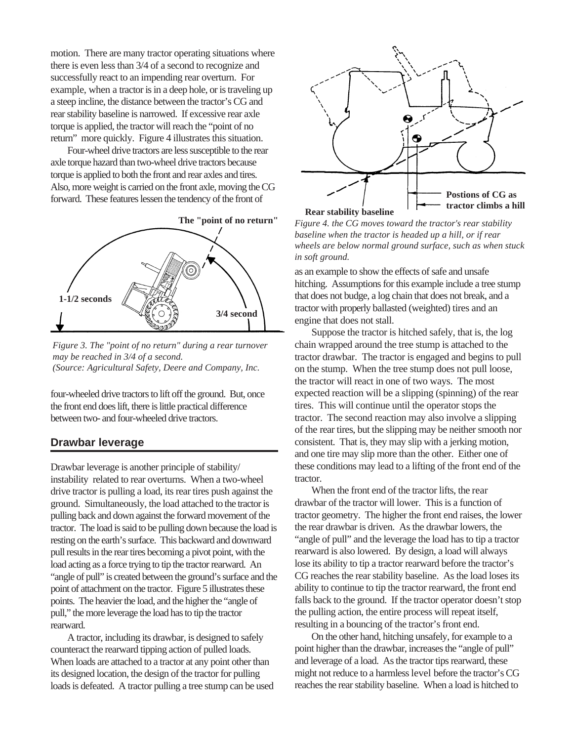motion. There are many tractor operating situations where there is even less than 3/4 of a second to recognize and successfully react to an impending rear overturn. For example, when a tractor is in a deep hole, or is traveling up a steep incline, the distance between the tractor's CG and rear stability baseline is narrowed. If excessive rear axle torque is applied, the tractor will reach the "point of no return" more quickly. Figure 4 illustrates this situation.

Four-wheel drive tractors are less susceptible to the rear axle torque hazard than two-wheel drive tractors because torque is applied to both the front and rear axles and tires. Also, more weight is carried on the front axle, moving the CG forward. These features lessen the tendency of the front of four-wheeled drive tractors to lift off the ground. But, once the front end does lift, there is little practical difference between two- and four-wheeled drive tractors.

*Figure 3. The "point of no return" during a rear turnover may be reached in 3/4 of a second. (Source: Agricultural Safety, Deere and Company, Inc.*

## Drawbar leverage

Drawbar leverage is another principle of stability/instability related to rear overturns. When a two-wheel drive tractor is pulling a load, its rear tires push against the ground. Simultaneously, the load attached to the tractor is pulling back and down against the forward movement of the tractor. The load is said to be pulling down because the load is resting on the earth's surface. This backward and downward pull results in the rear tires becoming a pivot point, with the load acting as a force trying to tip the tractor rearward. An "angle of pull" is created between the ground's surface and the point of attachment on the tractor. Figure 5 illustrates these points. The heavier the load, and the higher the "angle of pull," the more leverage the load has to tip the tractor rearward.

A tractor, including its drawbar, is designed to safely counteract the rearward tipping action of pulled loads. When loads are attached to a tractor at any point other than its designed location, the design of the tractor for pulling loads is defeated. A tractor pulling a tree stump can be used as an example to show the effects of safe and unsafe hitching. Assumptions for this example include a tree stump that does not budge, a log chain that does not break, and a tractor with properly ballasted (weighted) tires and an engine that does not stall.

*Figure 4. the CG moves toward the tractor's rear stability baseline when the tractor is headed up a hill, or if rear wheels are below normal ground surface, such as when stuck in soft ground.*

Suppose the tractor is hitched safely, that is, the log chain wrapped around the tree stump is attached to the tractor drawbar. The tractor is engaged and begins to pull on the stump. When the tree stump does not pull loose, the tractor will react in one of two ways. The most expected reaction will be a slipping (spinning) of the rear tires. This will continue until the operator stops the tractor. The second reaction may also involve a slipping of the rear tires, but the slipping may be neither smooth nor consistent. That is, they may slip with a jerking motion, and one tire may slip more than the other. Either one of these conditions may lead to a lifting of the front end of the tractor.

When the front end of the tractor lifts, the rear drawbar of the tractor will lower. This is a function of tractor geometry. The higher the front end raises, the lower the rear drawbar is driven. As the drawbar lowers, the "angle of pull" and the leverage the load has to tip a tractor rearward is also lowered. By design, a load will always lose its ability to tip a tractor rearward before the tractor's CG reaches the rear stability baseline. As the load loses its ability to continue to tip the tractor rearward, the front end falls back to the ground. If the tractor operator doesn't stop the pulling action, the entire process will repeat itself, resulting in a bouncing of the tractor's front end.

On the other hand, hitching unsafely, for example to a point higher than the drawbar, increases the "angle of pull" and leverage of a load. As the tractor tips rearward, these might not reduce to a harmless level before the tractor's CG reaches the rear stability baseline. When a load is hitched to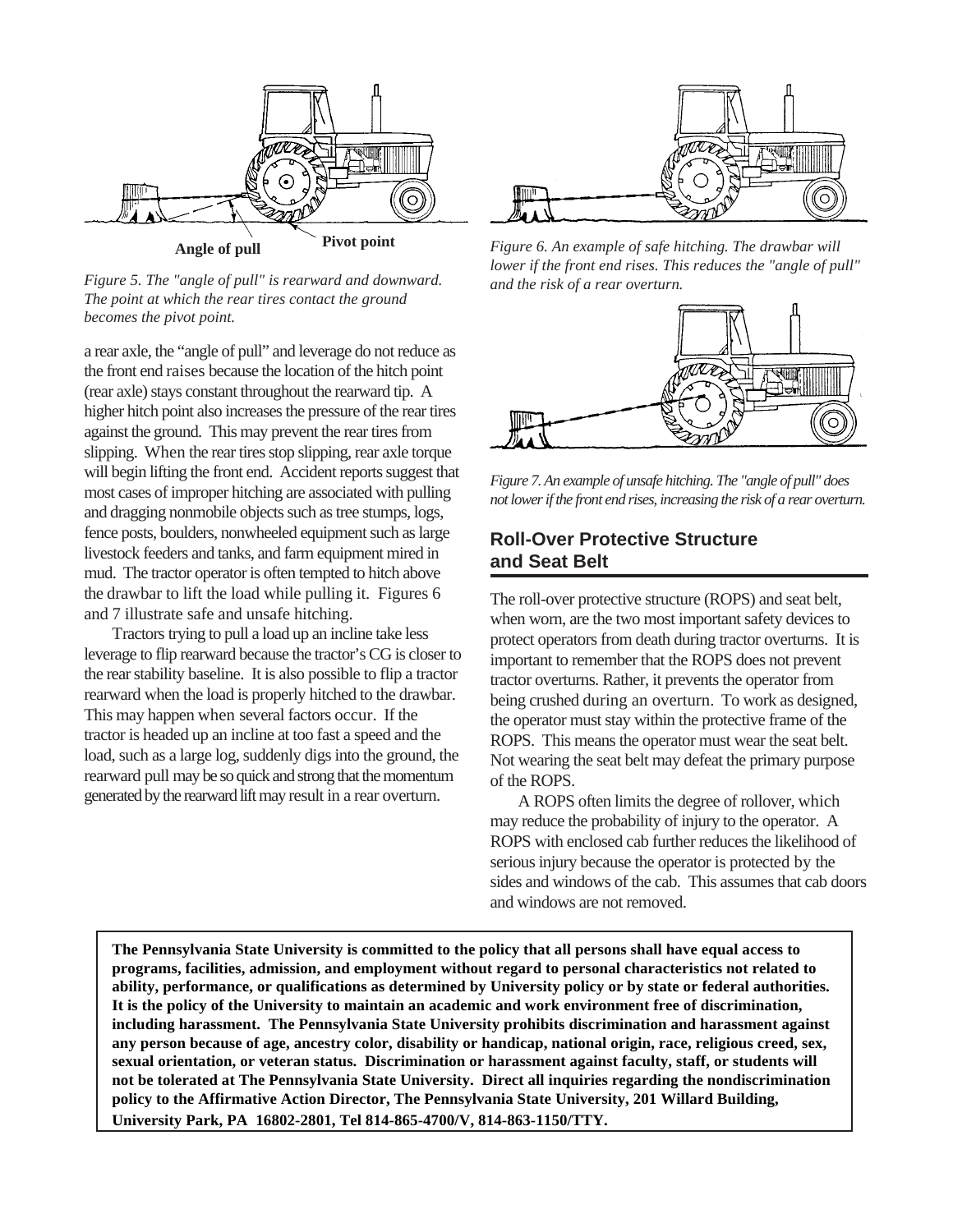Angle of pull

Pivot point

*Figure 5. The "angle of pull" is rearward and downward. The point at which the rear tires contact the ground becomes the pivot point.*

a rear axle, the "angle of pull" and leverage do not reduce as the front end raises because the location of the hitch point (rear axle) stays constant throughout the rearward tip. A higher hitch point also increases the pressure of the rear tires against the ground. This may prevent the rear tires from slipping. When the rear tires stop slipping, rear axle torque will begin lifting the front end. Accident reports suggest that most cases of improper hitching are associated with pulling and dragging nonmobile objects such as tree stumps, logs, fence posts, boulders, nonwheeled equipment such as large livestock feeders and tanks, and farm equipment mired in mud. The tractor operator is often tempted to hitch above the drawbar to lift the load while pulling it. Figures 6 and 7 illustrate safe and unsafe hitching.

Tractors trying to pull a load up an incline take less leverage to flip rearward because the tractor's CG is closer to the rear stability baseline. It is also possible to flip a tractor rearward when the load is properly hitched to the drawbar. This may happen when several factors occur. If the tractor is headed up an incline at too fast a speed and the load, such as a large log, suddenly digs into the ground, the rearward pull may be so quick and strong that the momentum generated by the rearward lift may result in a rear overturn.

*Figure 6. An example of safe hitching. The drawbar will lower if the front end rises. This reduces the "angle of pull" and the risk of a rear overturn.*

*Figure 7. An example of unsafe hitching. The "angle of pull" does not lower if the front end rises, increasing the risk of a rear overturn.*

## Roll-Over Protective Structure and Seat Belt

The roll-over protective structure (ROPS) and seat belt, when worn, are the two most important safety devices to protect operators from death during tractor overturns. It is important to remember that the ROPS does not prevent tractor overturns. Rather, it prevents the operator from being crushed during an overturn. To work as designed, the operator must stay within the protective frame of the ROPS. This means the operator must wear the seat belt. Not wearing the seat belt may defeat the primary purpose of the ROPS.

A ROPS often limits the degree of rollover, which may reduce the probability of injury to the operator. A ROPS with enclosed cab further reduces the likelihood of serious injury because the operator is protected by the sides and windows of the cab. This assumes that cab doors and windows are not removed.

**The Pennsylvania State University is committed to the policy that all persons shall have equal access to programs, facilities, admission, and employment without regard to personal characteristics not related to ability, performance, or qualifications as determined by University policy or by state or federal authorities. It is the policy of the University to maintain an academic and work environment free of discrimination, including harassment. The Pennsylvania State University prohibits discrimination and harassment against any person because of age, ancestry color, disability or handicap, national origin, race, religious creed, sex, sexual orientation, or veteran status. Discrimination or harassment against faculty, staff, or students will not be tolerated at The Pennsylvania State University. Direct all inquiries regarding the nondiscrimination policy to the Affirmative Action Director, The Pennsylvania State University, 201 Willard Building, University Park, PA 16802-2801, Tel 814-865-4700/V, 814-863-1150/TTY.**